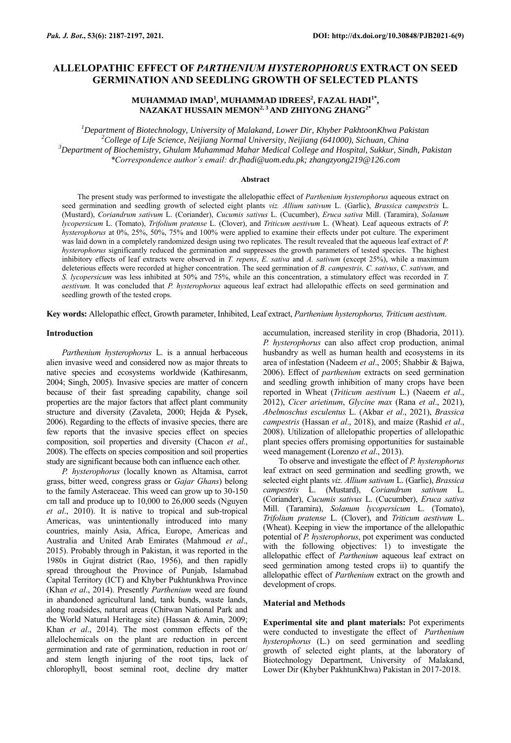# ALLELOPATHIC EFFECT OF *PARTHENIUM HYSTEROPHORUS* EXTRACT ON SEED GERMINATION AND SEEDLING GROWTH OF SELECTED PLANTS

**MUHAMMAD IMAD[1], MUHAMMAD IDREES[2], FAZAL HADI[1*], NAZAKAT HUSSAIN MEMON[2, 3] AND ZHIYONG ZHANG[2*]**

[1]*Department of Biotechnology, University of Malakand, Lower Dir, Khyber PakhtoonKhwa Pakistan*
[2]*College of Life Science, Neijiang Normal University, Neijiang (641000), Sichuan, China*
[3]*Department of Biochemistry, Ghulam Muhammad Mahar Medical College and Hospital, Sukkur, Sindh, Pakistan*
*\*Correspondence author's email: dr.fhadi@uom.edu.pk; zhangzyong219@126.com*

### Abstract

The present study was performed to investigate the allelopathic effect of *Parthenium hysterophorus* aqueous extract on seed germination and seedling growth of selected eight plants *viz. Allium sativum* L. (Garlic), *Brassica campestris* L. (Mustard), *Coriandrum sativum* L. (Coriander), *Cucumis sativus* L. (Cucumber), *Eruca sativa* Mill. (Taramira), *Solanum lycopersicum* L. (Tomato), *Trifolium pratense* L. (Clover), and *Triticum aestivum* L. (Wheat). Leaf aqueous extracts of *P. hysterophorus* at 0%, 25%, 50%, 75% and 100% were applied to examine their effects under pot culture. The experiment was laid down in a completely randomized design using two replicates. The result revealed that the aqueous leaf extract of *P. hysterophorus* significantly reduced the germination and suppresses the growth parameters of tested species. The highest inhibitory effects of leaf extracts were observed in *T. repens*, *E. sativa* and *A. sativum* (except 25%), while a maximum deleterious effects were recorded at higher concentration. The seed germination of *B. campestris, C. sativus*, *C. sativum,* and *S. lycopersicum* was less inhibited at 50% and 75%, while an this concentration, a stimulatory effect was recorded in *T. aestivum.* It was concluded that *P. hysterophorus* aqueous leaf extract had allelopathic effects on seed germination and seedling growth of the tested crops.

**Key words:** Allelopathic effect, Growth parameter, Inhibited, Leaf extract, *Parthenium hysterophorus, Triticum aestivum*.

## Introduction

*Parthenium hysterophorus* L. is a annual herbaceous alien invasive weed and considered now as major threats to native species and ecosystems worldwide (Kathiresanm, 2004; Singh, 2005). Invasive species are matter of concern because of their fast spreading capability, change soil properties are the major factors that affect plant community structure and diversity (Zavaleta, 2000; Hejda & Pysek, 2006). Regarding to the effects of invasive species, there are few reports that the invasive species effect on species composition, soil properties and diversity (Chacon *et al.*, 2008). The effects on species composition and soil properties study are significant because both can influence each other.

*P. hysterophorus* (locally known as Altamisa, carrot grass, bitter weed, congress grass or *Gajar Ghans*) belong to the family Asteraceae. This weed can grow up to 30-150 cm tall and produce up to 10,000 to 26,000 seeds (Nguyen *et al*., 2010). It is native to tropical and sub-tropical Americas, was unintentionally introduced into many countries, mainly Asia, Africa, Europe, Americas and Australia and United Arab Emirates (Mahmoud *et al*., 2015). Probably through in Pakistan, it was reported in the 1980s in Gujrat district (Rao, 1956), and then rapidly spread throughout the Province of Punjab, Islamabad Capital Territory (ICT) and Khyber Pukhtunkhwa Province (Khan *et al*., 2014). Presently *Parthenium* weed are found in abandoned agricultural land, tank bunds, waste lands, along roadsides, natural areas (Chitwan National Park and the World Natural Heritage site) (Hassan & Amin, 2009; Khan *et al*., 2014). The most common effects of the allelochemicals on the plant are reduction in percent germination and rate of germination, reduction in root or/ and stem length injuring of the root tips, lack of chlorophyll, boost seminal root, decline dry matter accumulation, increased sterility in crop (Bhadoria, 2011). *P. hysterophorus* can also affect crop production, animal husbandry as well as human health and ecosystems in its area of infestation (Nadeem *et al*., 2005; Shabbir & Bajwa, 2006). Effect of *parthenium* extracts on seed germination and seedling growth inhibition of many crops have been reported in Wheat (*Triticum aestivum* L.) (Naeem *et al*., 2012), *Cicer arietinum*, *Glycine max* (Rana *et al*., 2021), *Abelmoschus esculentus* L. (Akbar *et al*., 2021), *Brassica campestris* (Hassan *et al*., 2018), and maize (Rashid *et al*., 2008). Utilization of allelopathic properties of allelopathic plant species offers promising opportunities for sustainable weed management (Lorenzo *et al*., 2013).

To observe and investigate the effect of *P. hysterophorus* leaf extract on seed germination and seedling growth, we selected eight plants *viz. Allium sativum* L. (Garlic), *Brassica campestris* L. (Mustard), *Coriandrum sativum* L. (Coriander), *Cucumis sativus* L. (Cucumber), *Eruca sativa* Mill. (Taramira), *Solanum lycopersicum* L. (Tomato), *Trifolium pratense* L. (Clover), and *Triticum aestivum* L. (Wheat). Keeping in view the importance of the allelopathic potential of *P. hysterophorus*, pot experiment was conducted with the following objectives: 1) to investigate the allelopathic effect of *Parthenium* aqueous leaf extract on seed germination among tested crops ii) to quantify the allelopathic effect of *Parthenium* extract on the growth and development of crops.

## Material and Methods

**Experimental site and plant materials:** Pot experiments were conducted to investigate the effect of *Parthenium hysterophorus* (L.) on seed germination and seedling growth of selected eight plants, at the laboratory of Biotechnology Department, University of Malakand, Lower Dir (Khyber PakhtunKhwa) Pakistan in 2017-2018.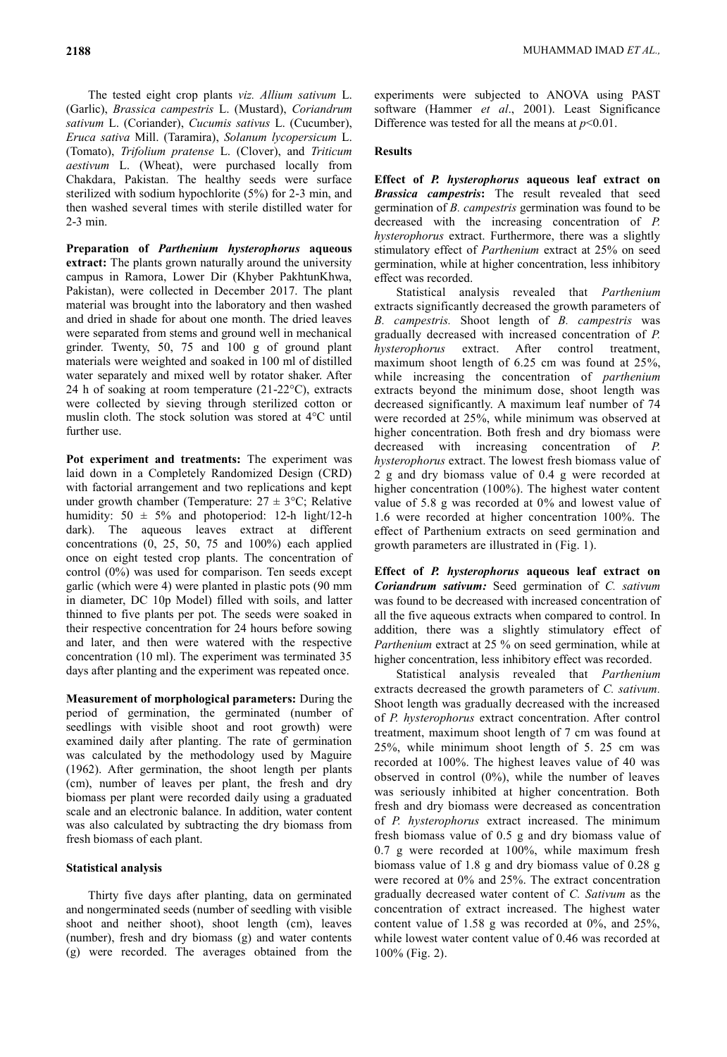The tested eight crop plants *viz. Allium sativum* L. (Garlic), *Brassica campestris* L. (Mustard), *Coriandrum sativum* L. (Coriander), *Cucumis sativus* L. (Cucumber), *Eruca sativa* Mill. (Taramira), *Solanum lycopersicum* L. (Tomato), *Trifolium pratense* L. (Clover), and *Triticum aestivum* L. (Wheat), were purchased locally from Chakdara, Pakistan. The healthy seeds were surface sterilized with sodium hypochlorite (5%) for 2-3 min, and then washed several times with sterile distilled water for 2-3 min.

**Preparation of *Parthenium hysterophorus* aqueous extract:** The plants grown naturally around the university campus in Ramora, Lower Dir (Khyber PakhtunKhwa, Pakistan), were collected in December 2017. The plant material was brought into the laboratory and then washed and dried in shade for about one month. The dried leaves were separated from stems and ground well in mechanical grinder. Twenty, 50, 75 and 100 g of ground plant materials were weighted and soaked in 100 ml of distilled water separately and mixed well by rotator shaker. After 24 h of soaking at room temperature (21-22°C), extracts were collected by sieving through sterilized cotton or muslin cloth. The stock solution was stored at 4°C until further use.

**Pot experiment and treatments:** The experiment was laid down in a Completely Randomized Design (CRD) with factorial arrangement and two replications and kept under growth chamber (Temperature: 27 ± 3°C; Relative humidity: 50 ± 5% and photoperiod: 12-h light/12-h dark). The aqueous leaves extract at different concentrations (0, 25, 50, 75 and 100%) each applied once on eight tested crop plants. The concentration of control (0%) was used for comparison. Ten seeds except garlic (which were 4) were planted in plastic pots (90 mm in diameter, DC 10p Model) filled with soils, and latter thinned to five plants per pot. The seeds were soaked in their respective concentration for 24 hours before sowing and later, and then were watered with the respective concentration (10 ml). The experiment was terminated 35 days after planting and the experiment was repeated once.

**Measurement of morphological parameters:** During the period of germination, the germinated (number of seedlings with visible shoot and root growth) were examined daily after planting. The rate of germination was calculated by the methodology used by Maguire (1962). After germination, the shoot length per plants (cm), number of leaves per plant, the fresh and dry biomass per plant were recorded daily using a graduated scale and an electronic balance. In addition, water content was also calculated by subtracting the dry biomass from fresh biomass of each plant.

### Statistical analysis

Thirty five days after planting, data on germinated and nongerminated seeds (number of seedling with visible shoot and neither shoot), shoot length (cm), leaves (number), fresh and dry biomass (g) and water contents (g) were recorded. The averages obtained from the experiments were subjected to ANOVA using PAST software (Hammer *et al*., 2001). Least Significance Difference was tested for all the means at $p<0.01$.

## Results

**Effect of *P. hysterophorus* aqueous leaf extract on *Brassica campestris*:** The result revealed that seed germination of *B. campestris* germination was found to be decreased with the increasing concentration of *P. hysterophorus* extract. Furthermore, there was a slightly stimulatory effect of *Parthenium* extract at 25% on seed germination, while at higher concentration, less inhibitory effect was recorded.

Statistical analysis revealed that *Parthenium* extracts significantly decreased the growth parameters of *B. campestris.* Shoot length of *B. campestris* was gradually decreased with increased concentration of *P. hysterophorus* extract. After control treatment, maximum shoot length of 6.25 cm was found at 25%, while increasing the concentration of *parthenium* extracts beyond the minimum dose, shoot length was decreased significantly. A maximum leaf number of 74 were recorded at 25%, while minimum was observed at higher concentration. Both fresh and dry biomass were decreased with increasing concentration of *P. hysterophorus* extract. The lowest fresh biomass value of 2 g and dry biomass value of 0.4 g were recorded at higher concentration (100%). The highest water content value of 5.8 g was recorded at 0% and lowest value of 1.6 were recorded at higher concentration 100%. The effect of Parthenium extracts on seed germination and growth parameters are illustrated in (Fig. 1).

**Effect of *P. hysterophorus* aqueous leaf extract on *Coriandrum sativum:*** Seed germination of *C. sativum* was found to be decreased with increased concentration of all the five aqueous extracts when compared to control. In addition, there was a slightly stimulatory effect of *Parthenium* extract at 25 % on seed germination, while at higher concentration, less inhibitory effect was recorded.

Statistical analysis revealed that *Parthenium* extracts decreased the growth parameters of *C. sativum.* Shoot length was gradually decreased with the increased of *P. hysterophorus* extract concentration. After control treatment, maximum shoot length of 7 cm was found at 25%, while minimum shoot length of 5. 25 cm was recorded at 100%. The highest leaves value of 40 was observed in control (0%), while the number of leaves was seriously inhibited at higher concentration. Both fresh and dry biomass were decreased as concentration of *P. hysterophorus* extract increased. The minimum fresh biomass value of 0.5 g and dry biomass value of 0.7 g were recorded at 100%, while maximum fresh biomass value of 1.8 g and dry biomass value of 0.28 g were recored at 0% and 25%. The extract concentration gradually decreased water content of *C. Sativum* as the concentration of extract increased. The highest water content value of 1.58 g was recorded at 0%, and 25%, while lowest water content value of 0.46 was recorded at 100% (Fig. 2).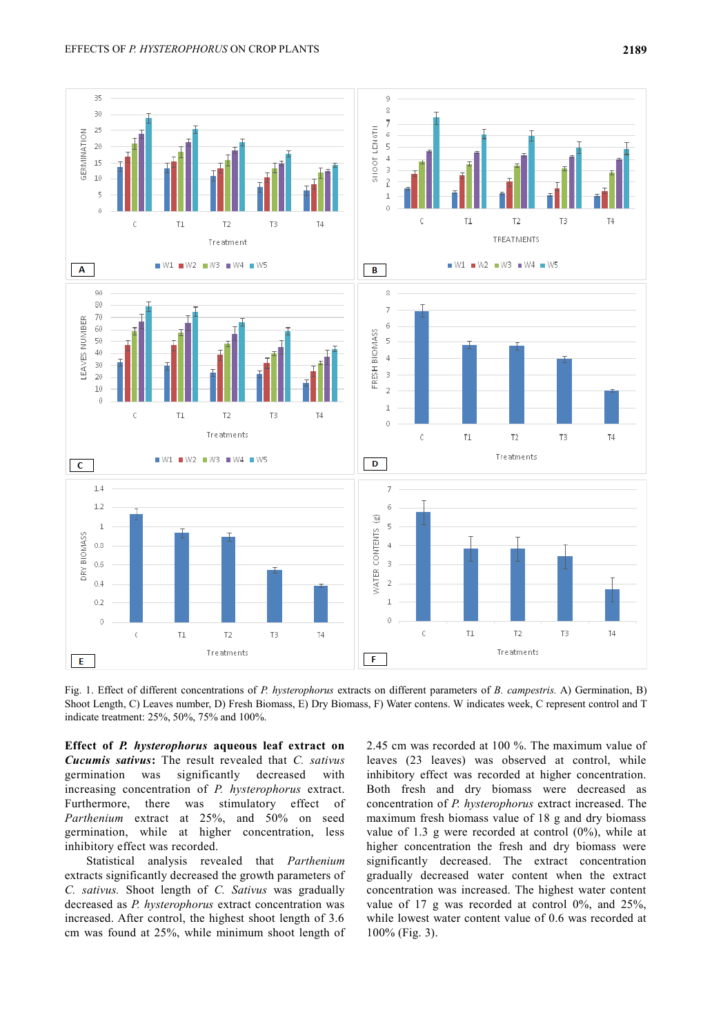Fig. 1. Effect of different concentrations of *P. hysterophorus* extracts on different parameters of *B. campestris.* A) Germination, B) Shoot Length, C) Leaves number, D) Fresh Biomass, E) Dry Biomass, F) Water contens. W indicates week, C represent control and T indicate treatment: 25%, 50%, 75% and 100%.

**Effect of *P. hysterophorus* aqueous leaf extract on *Cucumis sativus*:** The result revealed that *C. sativus* germination was significantly decreased with increasing concentration of *P. hysterophorus* extract. Furthermore, there was stimulatory effect of *Parthenium* extract at 25%, and 50% on seed germination, while at higher concentration, less inhibitory effect was recorded.

Statistical analysis revealed that *Parthenium* extracts significantly decreased the growth parameters of *C. sativus.* Shoot length of *C. Sativus* was gradually decreased as *P. hysterophorus* extract concentration was increased. After control, the highest shoot length of 3.6 cm was found at 25%, while minimum shoot length of 2.45 cm was recorded at 100 %. The maximum value of leaves (23 leaves) was observed at control, while inhibitory effect was recorded at higher concentration. Both fresh and dry biomass were decreased as concentration of *P. hysterophorus* extract increased. The maximum fresh biomass value of 18 g and dry biomass value of 1.3 g were recorded at control (0%), while at higher concentration the fresh and dry biomass were significantly decreased. The extract concentration gradually decreased water content when the extract concentration was increased. The highest water content value of 17 g was recorded at control 0%, and 25%, while lowest water content value of 0.6 was recorded at 100% (Fig. 3).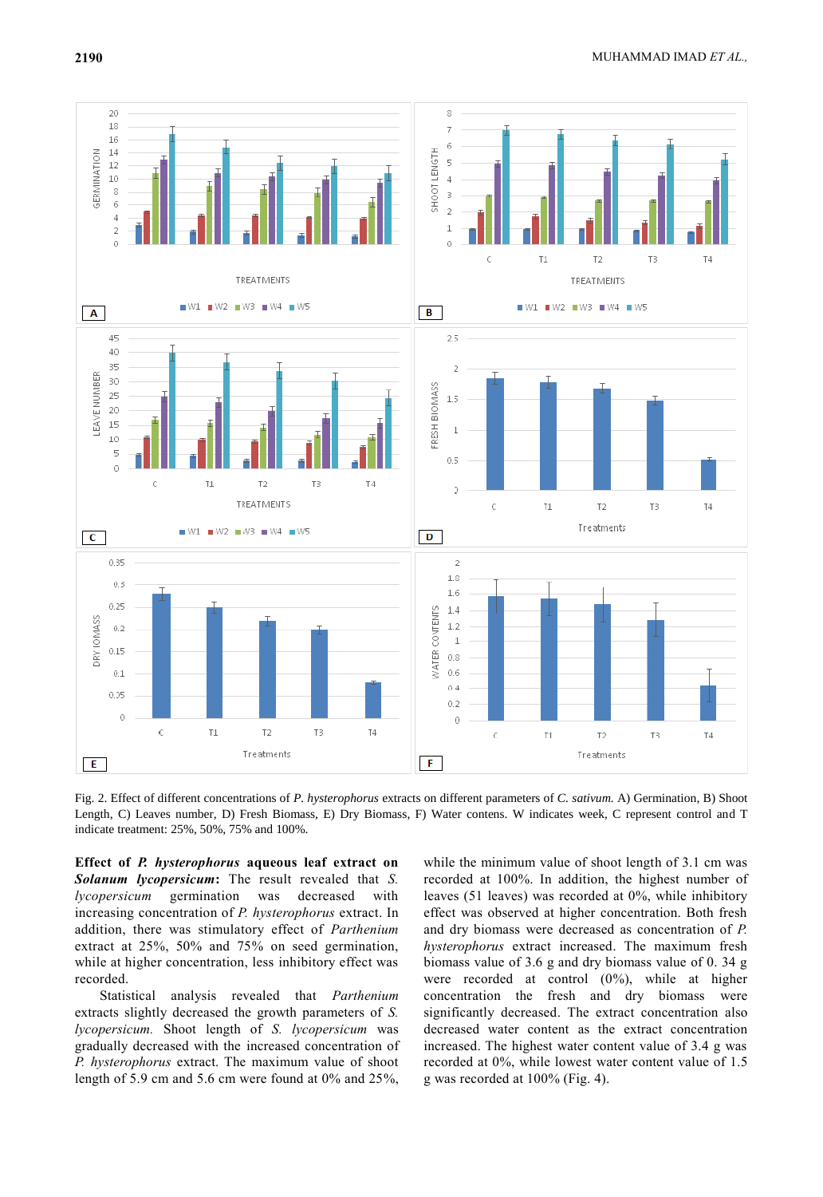Fig. 2. Effect of different concentrations of *P. hysterophorus* extracts on different parameters of *C. sativum.* A) Germination, B) Shoot Length, C) Leaves number, D) Fresh Biomass, E) Dry Biomass, F) Water contens. W indicates week, C represent control and T indicate treatment: 25%, 50%, 75% and 100%.

**Effect of *P. hysterophorus* aqueous leaf extract on *Solanum lycopersicum*:** The result revealed that *S. lycopersicum* germination was decreased with increasing concentration of *P. hysterophorus* extract. In addition, there was stimulatory effect of *Parthenium* extract at 25%, 50% and 75% on seed germination, while at higher concentration, less inhibitory effect was recorded.

Statistical analysis revealed that *Parthenium* extracts slightly decreased the growth parameters of *S. lycopersicum.* Shoot length of *S. lycopersicum* was gradually decreased with the increased concentration of *P. hysterophorus* extract. The maximum value of shoot length of 5.9 cm and 5.6 cm were found at 0% and 25%, while the minimum value of shoot length of 3.1 cm was recorded at 100%. In addition, the highest number of leaves (51 leaves) was recorded at 0%, while inhibitory effect was observed at higher concentration. Both fresh and dry biomass were decreased as concentration of *P. hysterophorus* extract increased. The maximum fresh biomass value of 3.6 g and dry biomass value of 0. 34 g were recorded at control (0%), while at higher concentration the fresh and dry biomass were significantly decreased. The extract concentration also decreased water content as the extract concentration increased. The highest water content value of 3.4 g was recorded at 0%, while lowest water content value of 1.5 g was recorded at 100% (Fig. 4).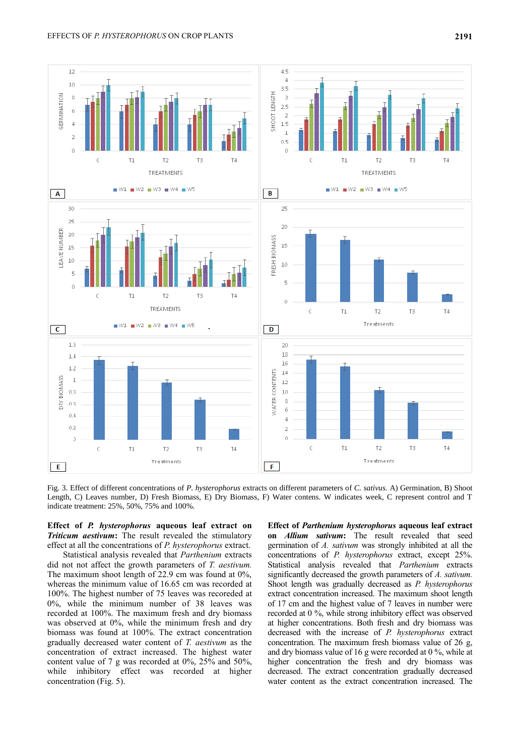Fig. 3. Effect of different concentrations of *P. hysterophorus* extracts on different parameters of *C. sativus.* A) Germination, B) Shoot Length, C) Leaves number, D) Fresh Biomass, E) Dry Biomass, F) Water contens. W indicates week, C represent control and T indicate treatment: 25%, 50%, 75% and 100%.

**Effect of *P. hysterophorus* aqueous leaf extract on *Triticum aestivum*:** The result revealed the stimulatory effect at all the concentrations of *P. hysterophorus* extract.

Statistical analysis revealed that *Parthenium* extracts did not not affect the growth parameters of *T. aestivum.* The maximum shoot length of 22.9 cm was found at 0%, whereas the minimum value of 16.65 cm was recorded at 100%. The highest number of 75 leaves was recoreded at 0%, while the minimum number of 38 leaves was recorded at 100%. The maximum fresh and dry biomass was observed at 0%, while the minimum fresh and dry biomass was found at 100%. The extract concentration gradually decreased water content of *T. aestivum* as the concentration of extract increased. The highest water content value of 7 g was recorded at 0%, 25% and 50%, while inhibitory effect was recorded at higher concentration (Fig. 5).

**Effect of *Parthenium hysterophorus* aqueous leaf extract on *Allium sativum*:** The result revealed that seed germination of *A. sativum* was strongly inhibited at all the concentrations of *P. hysterophorus* extract, except 25%. Statistical analysis revealed that *Parthenium* extracts significantly decreased the growth parameters of *A. sativum.* Shoot length was gradually decreased as *P. hysterophorus* extract concentration increased. The maximum shoot length of 17 cm and the highest value of 7 leaves in number were recorded at 0 %, while strong inhibitory effect was observed at higher concentrations. Both fresh and dry biomass was decreased with the increase of *P. hysterophorus* extract concentration. The maximum fresh biomass value of 26 g, and dry biomass value of 16 g were recorded at 0 %, while at higher concentration the fresh and dry biomass was decreased. The extract concentration gradually decreased water content as the extract concentration increased. The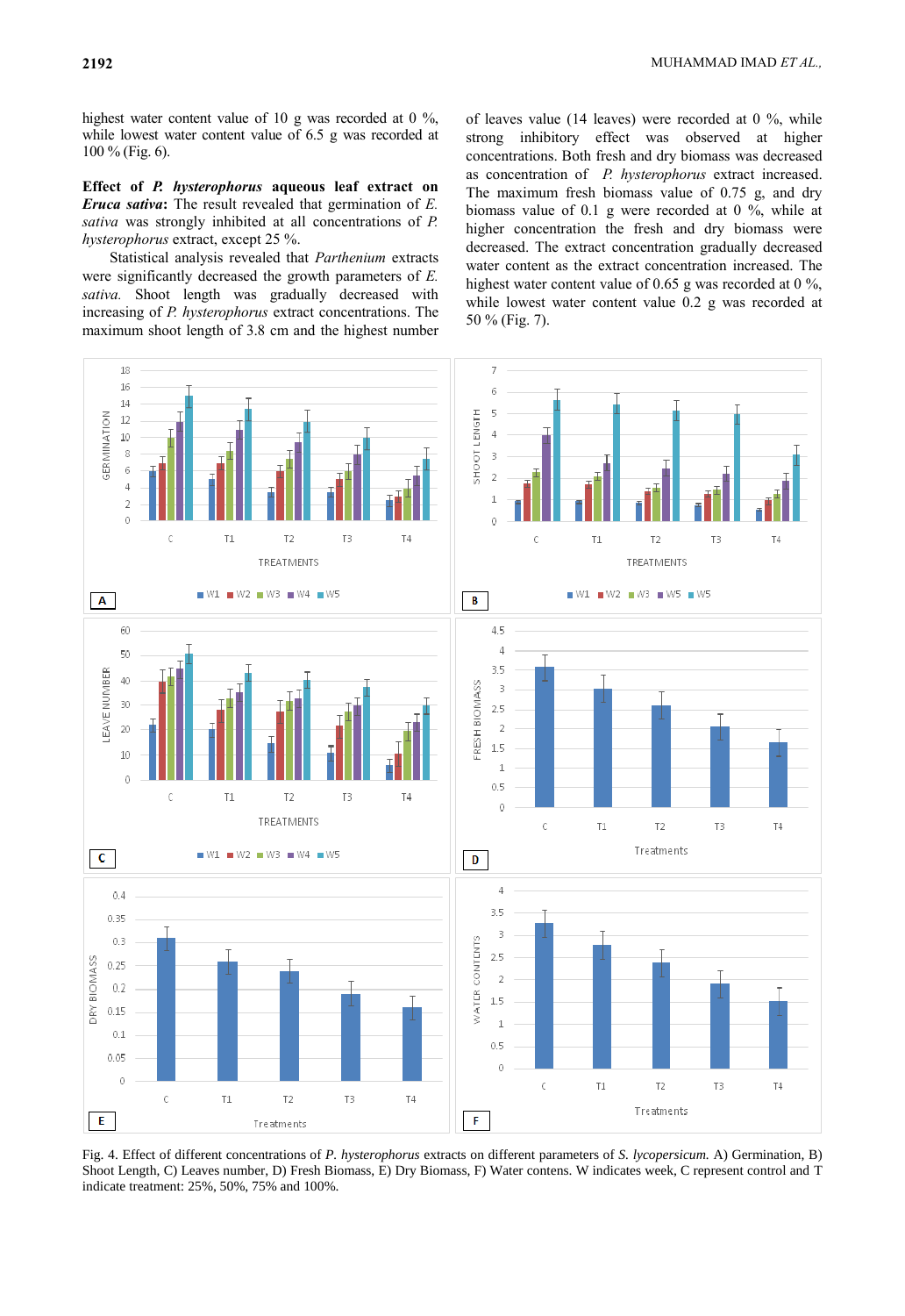highest water content value of 10 g was recorded at 0 %, while lowest water content value of 6.5 g was recorded at 100 % (Fig. 6).

**Effect of *P. hysterophorus* aqueous leaf extract on *Eruca sativa*:** The result revealed that germination of *E. sativa* was strongly inhibited at all concentrations of *P. hysterophorus* extract, except 25 %.

Statistical analysis revealed that *Parthenium* extracts were significantly decreased the growth parameters of *E. sativa.* Shoot length was gradually decreased with increasing of *P. hysterophorus* extract concentrations. The maximum shoot length of 3.8 cm and the highest number of leaves value (14 leaves) were recorded at 0 %, while strong inhibitory effect was observed at higher concentrations. Both fresh and dry biomass was decreased as concentration of *P. hysterophorus* extract increased. The maximum fresh biomass value of 0.75 g, and dry biomass value of 0.1 g were recorded at 0 %, while at higher concentration the fresh and dry biomass were decreased. The extract concentration gradually decreased water content as the extract concentration increased. The highest water content value of 0.65 g was recorded at 0 %, while lowest water content value 0.2 g was recorded at 50 % (Fig. 7).

Fig. 4. Effect of different concentrations of *P. hysterophorus* extracts on different parameters of *S. lycopersicum.* A) Germination, B) Shoot Length, C) Leaves number, D) Fresh Biomass, E) Dry Biomass, F) Water contens. W indicates week, C represent control and T indicate treatment: 25%, 50%, 75% and 100%.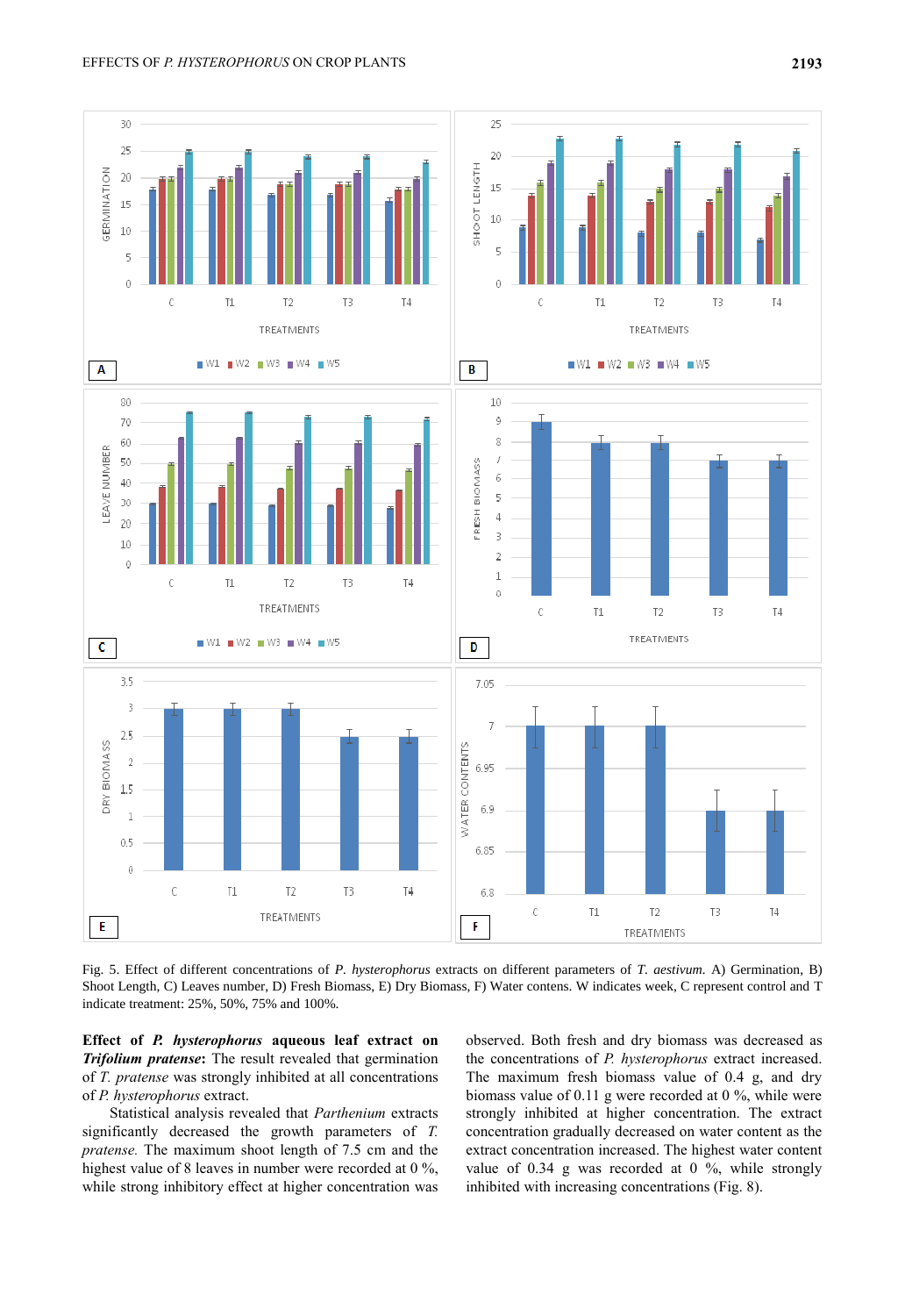Fig. 5. Effect of different concentrations of *P. hysterophorus* extracts on different parameters of *T. aestivum*. A) Germination, B) Shoot Length, C) Leaves number, D) Fresh Biomass, E) Dry Biomass, F) Water contens. W indicates week, C represent control and T indicate treatment: 25%, 50%, 75% and 100%.

**Effect of *P. hysterophorus* aqueous leaf extract on *Trifolium pratense*:** The result revealed that germination of *T. pratense* was strongly inhibited at all concentrations of *P. hysterophorus* extract.

Statistical analysis revealed that *Parthenium* extracts significantly decreased the growth parameters of *T. pratense.* The maximum shoot length of 7.5 cm and the highest value of 8 leaves in number were recorded at 0 %, while strong inhibitory effect at higher concentration was observed. Both fresh and dry biomass was decreased as the concentrations of *P. hysterophorus* extract increased. The maximum fresh biomass value of 0.4 g, and dry biomass value of 0.11 g were recorded at 0 %, while were strongly inhibited at higher concentration. The extract concentration gradually decreased on water content as the extract concentration increased. The highest water content value of 0.34 g was recorded at 0 %, while strongly inhibited with increasing concentrations (Fig. 8).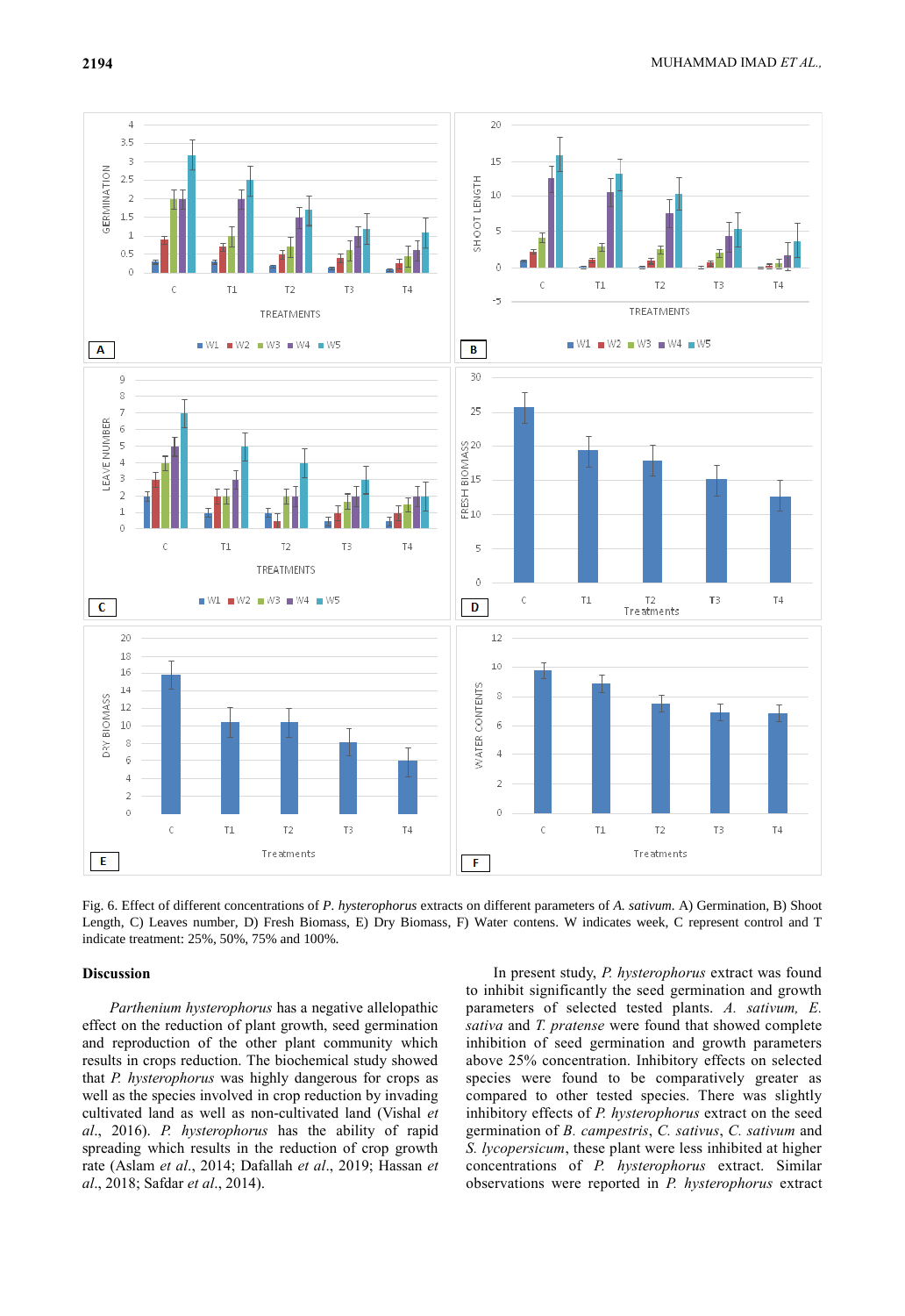Fig. 6. Effect of different concentrations of *P. hysterophorus* extracts on different parameters of *A. sativum*. A) Germination, B) Shoot Length, C) Leaves number, D) Fresh Biomass, E) Dry Biomass, F) Water contens. W indicates week, C represent control and T indicate treatment: 25%, 50%, 75% and 100%.

## Discussion

*Parthenium hysterophorus* has a negative allelopathic effect on the reduction of plant growth, seed germination and reproduction of the other plant community which results in crops reduction. The biochemical study showed that *P. hysterophorus* was highly dangerous for crops as well as the species involved in crop reduction by invading cultivated land as well as non-cultivated land (Vishal *et al*., 2016). *P. hysterophorus* has the ability of rapid spreading which results in the reduction of crop growth rate (Aslam *et al*., 2014; Dafallah *et al*., 2019; Hassan *et al*., 2018; Safdar *et al*., 2014).

In present study, *P. hysterophorus* extract was found to inhibit significantly the seed germination and growth parameters of selected tested plants. *A. sativum, E. sativa* and *T. pratense* were found that showed complete inhibition of seed germination and growth parameters above 25% concentration. Inhibitory effects on selected species were found to be comparatively greater as compared to other tested species. There was slightly inhibitory effects of *P. hysterophorus* extract on the seed germination of *B. campestris*, *C. sativus*, *C. sativum* and *S. lycopersicum*, these plant were less inhibited at higher concentrations of *P. hysterophorus* extract. Similar observations were reported in *P. hysterophorus* extract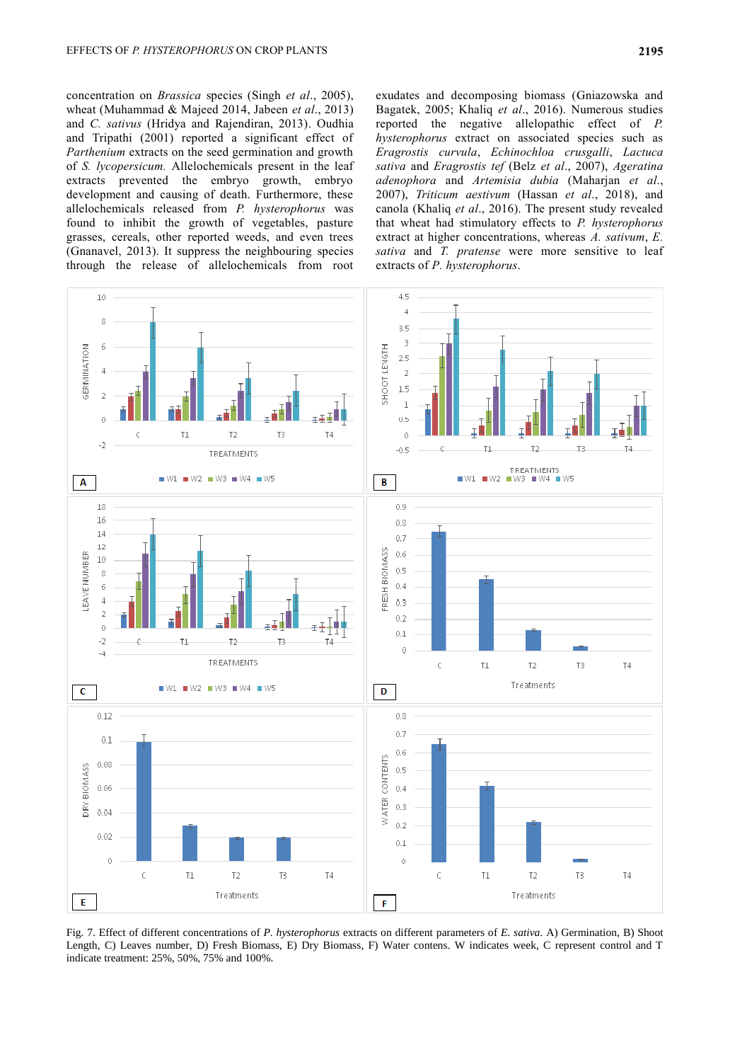concentration on *Brassica* species (Singh *et al*., 2005), wheat (Muhammad & Majeed 2014, Jabeen *et al*., 2013) and *C. sativus* (Hridya and Rajendiran, 2013). Oudhia and Tripathi (2001) reported a significant effect of *Parthenium* extracts on the seed germination and growth of *S. lycopersicum.* Allelochemicals present in the leaf extracts prevented the embryo growth, embryo development and causing of death. Furthermore, these allelochemicals released from *P. hysterophorus* was found to inhibit the growth of vegetables, pasture grasses, cereals, other reported weeds, and even trees (Gnanavel, 2013). It suppress the neighbouring species through the release of allelochemicals from root exudates and decomposing biomass (Gniazowska and Bagatek, 2005; Khaliq *et al*., 2016). Numerous studies reported the negative allelopathic effect of *P. hysterophorus* extract on associated species such as *Eragrostis curvula*, *Echinochloa crusgalli*, *Lactuca sativa* and *Eragrostis tef* (Belz *et al*., 2007), *Ageratina adenophora* and *Artemisia dubia* (Maharjan *et al*., 2007), *Triticum aestivum* (Hassan *et al*., 2018), and canola (Khaliq *et al*., 2016). The present study revealed that wheat had stimulatory effects to *P. hysterophorus* extract at higher concentrations, whereas *A. sativum*, *E. sativa* and *T. pratense* were more sensitive to leaf extracts of *P. hysterophorus*.

Fig. 7. Effect of different concentrations of *P. hysterophorus* extracts on different parameters of *E. sativa*. A) Germination, B) Shoot Length, C) Leaves number, D) Fresh Biomass, E) Dry Biomass, F) Water contens. W indicates week, C represent control and T indicate treatment: 25%, 50%, 75% and 100%.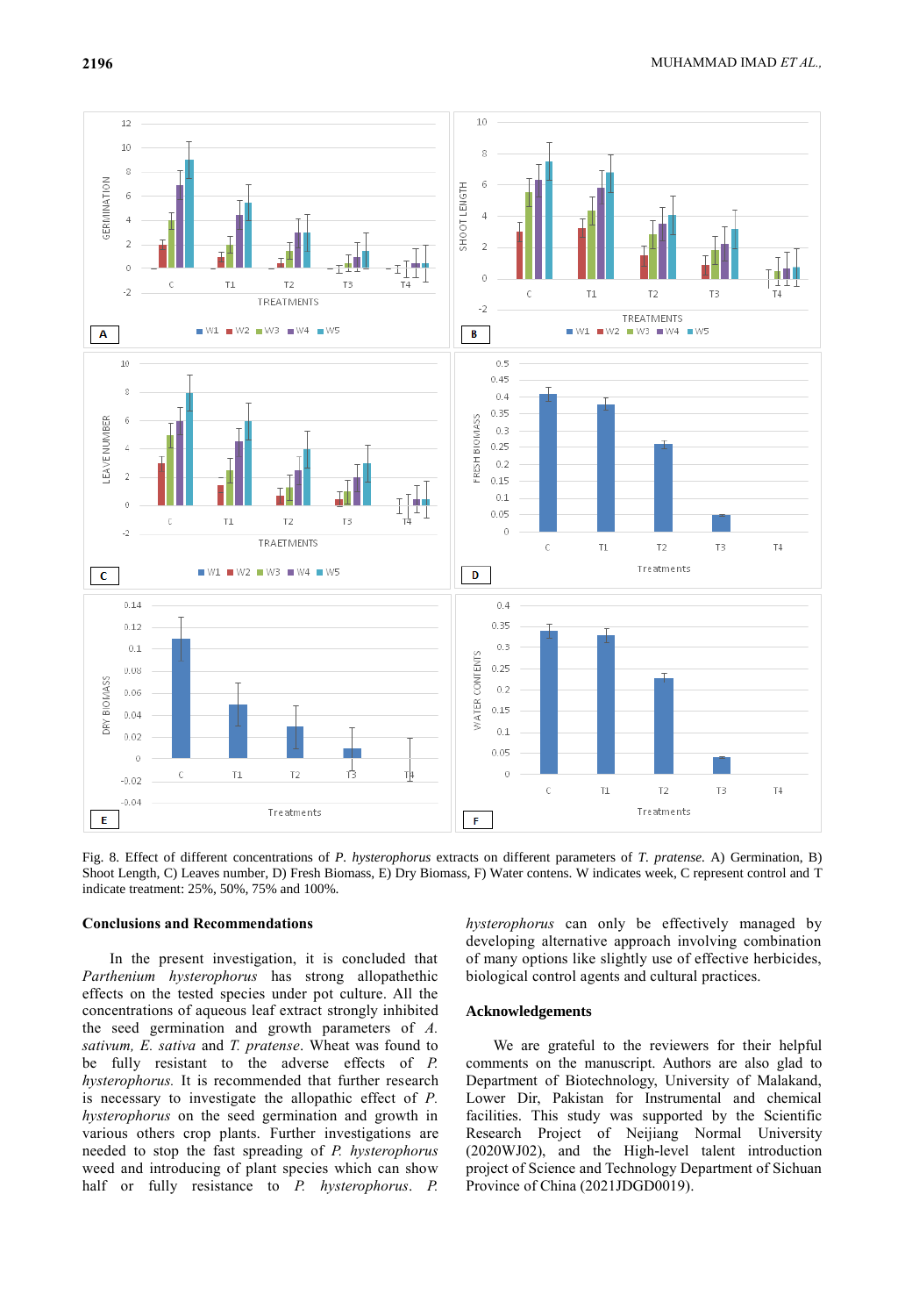Fig. 8. Effect of different concentrations of *P. hysterophorus* extracts on different parameters of *T. pratense.* A) Germination, B) Shoot Length, C) Leaves number, D) Fresh Biomass, E) Dry Biomass, F) Water contens. W indicates week, C represent control and T indicate treatment: 25%, 50%, 75% and 100%.

## Conclusions and Recommendations

In the present investigation, it is concluded that *Parthenium hysterophorus* has strong allopathethic effects on the tested species under pot culture. All the concentrations of aqueous leaf extract strongly inhibited the seed germination and growth parameters of *A. sativum, E. sativa* and *T. pratense*. Wheat was found to be fully resistant to the adverse effects of *P. hysterophorus.* It is recommended that further research is necessary to investigate the allopathic effect of *P. hysterophorus* on the seed germination and growth in various others crop plants. Further investigations are needed to stop the fast spreading of *P. hysterophorus* weed and introducing of plant species which can show half or fully resistance to *P. hysterophorus*. *P. hysterophorus* can only be effectively managed by developing alternative approach involving combination of many options like slightly use of effective herbicides, biological control agents and cultural practices.

## Acknowledgements

We are grateful to the reviewers for their helpful comments on the manuscript. Authors are also glad to Department of Biotechnology, University of Malakand, Lower Dir, Pakistan for Instrumental and chemical facilities. This study was supported by the Scientific Research Project of Neijiang Normal University (2020WJ02), and the High-level talent introduction project of Science and Technology Department of Sichuan Province of China (2021JDGD0019).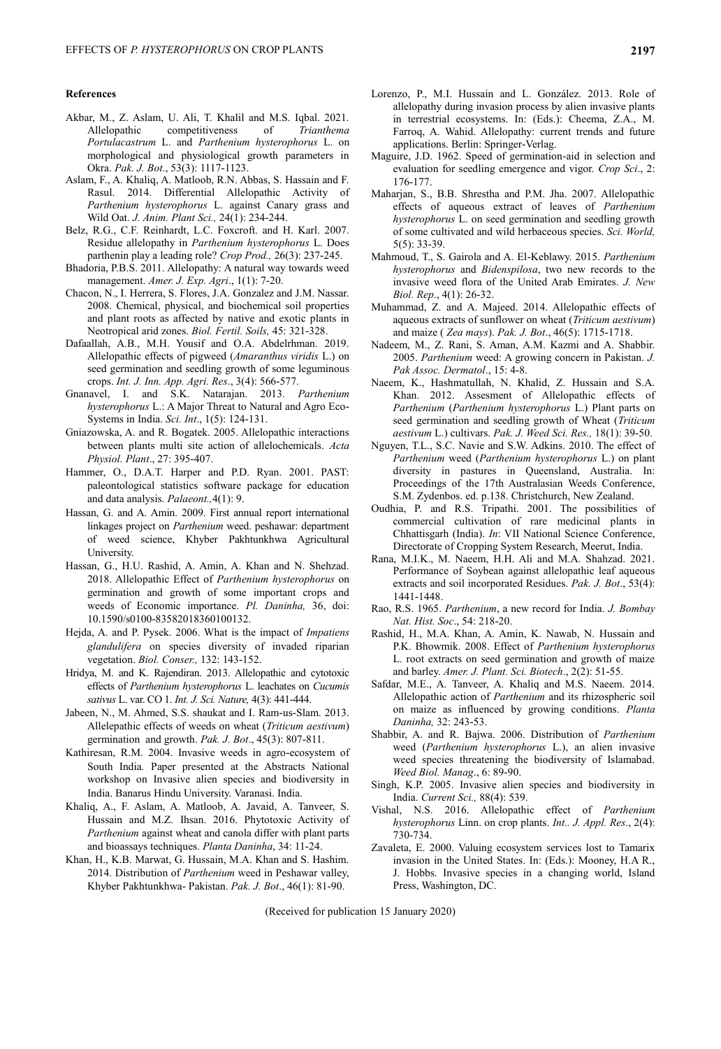**References**

Akbar, M., Z. Aslam, U. Ali, T. Khalil and M.S. Iqbal. 2021. Allelopathic competitiveness of *Trianthema Portulacastrum* L. and *Parthenium hysterophorus* L. on morphological and physiological growth parameters in Okra. *Pak. J. Bot*., 53(3): 1117-1123.

Aslam, F., A. Khaliq, A. Matloob, R.N. Abbas, S. Hassain and F. Rasul. 2014. Differential Allelopathic Activity of *Parthenium hysterophorus* L. against Canary grass and Wild Oat. *J. Anim. Plant Sci.,* 24(1): 234-244.

Belz, R.G., C.F. Reinhardt, L.C. Foxcroft. and H. Karl. 2007. Residue allelopathy in *Parthenium hysterophorus* L. Does parthenin play a leading role? *Crop Prod.,* 26(3): 237-245.

Bhadoria, P.B.S. 2011. Allelopathy: A natural way towards weed management. *Amer. J. Exp. Agri*., 1(1): 7-20.

Chacon, N., I. Herrera, S. Flores, J.A. Gonzalez and J.M. Nassar. 2008. Chemical, physical, and biochemical soil properties and plant roots as affected by native and exotic plants in Neotropical arid zones. *Biol. Fertil. Soils,* 45: 321-328.

Dafaallah, A.B., M.H. Yousif and O.A. Abdelrhman. 2019. Allelopathic effects of pigweed (*Amaranthus viridis* L.) on seed germination and seedling growth of some leguminous crops. *Int. J. Inn. App. Agri. Res*., 3(4): 566-577.

Gnanavel, I. and S.K. Natarajan. 2013. *Parthenium hysterophorus* L.: A Major Threat to Natural and Agro Eco-Systems in India. *Sci. Int*., 1(5): 124-131.

Gniazowska, A. and R. Bogatek. 2005. Allelopathic interactions between plants multi site action of allelochemicals. *Acta Physiol. Plant*., 27: 395-407.

Hammer, O., D.A.T. Harper and P.D. Ryan. 2001. PAST: paleontological statistics software package for education and data analysis. *Palaeont.,*4(1): 9.

Hassan, G. and A. Amin. 2009. First annual report international linkages project on *Parthenium* weed. peshawar: department of weed science, Khyber Pakhtunkhwa Agricultural University.

Hassan, G., H.U. Rashid, A. Amin, A. Khan and N. Shehzad. 2018. Allelopathic Effect of *Parthenium hysterophorus* on germination and growth of some important crops and weeds of Economic importance. *Pl. Daninha,* 36, doi: 10.1590/s0100-83582018360100132.

Hejda, A. and P. Pysek. 2006. What is the impact of *Impatiens glandulifera* on species diversity of invaded riparian vegetation. *Biol. Conser.,* 132: 143-152.

Hridya, M. and K. Rajendiran. 2013. Allelopathic and cytotoxic effects of *Parthenium hysterophorus* L. leachates on *Cucumis sativus* L. var. CO 1. *Int. J. Sci. Nature,* 4(3): 441-444.

Jabeen, N., M. Ahmed, S.S. shaukat and I. Ram-us-Slam. 2013. Allelepathic effects of weeds on wheat (*Triticum aestivum*) germination and growth. *Pak. J. Bot*., 45(3): 807-811.

Kathiresan, R.M. 2004. Invasive weeds in agro-ecosystem of South India*.* Paper presented at the Abstracts National workshop on Invasive alien species and biodiversity in India. Banarus Hindu University. Varanasi. India.

Khaliq, A., F. Aslam, A. Matloob, A. Javaid, A. Tanveer, S. Hussain and M.Z. Ihsan. 2016. Phytotoxic Activity of *Parthenium* against wheat and canola differ with plant parts and bioassays techniques. *Planta Daninha*, 34: 11-24.

Khan, H., K.B. Marwat, G. Hussain, M.A. Khan and S. Hashim. 2014. Distribution of *Parthenium* weed in Peshawar valley, Khyber Pakhtunkhwa- Pakistan. *Pak. J. Bot*., 46(1): 81-90.

Lorenzo, P., M.I. Hussain and L. González. 2013. Role of allelopathy during invasion process by alien invasive plants in terrestrial ecosystems. In: (Eds.): Cheema, Z.A., M. Farroq, A. Wahid. Allelopathy: current trends and future applications. Berlin: Springer-Verlag.

Maguire, J.D. 1962. Speed of germination-aid in selection and evaluation for seedling emergence and vigor. *Crop Sci*., 2: 176-177.

Maharjan, S., B.B. Shrestha and P.M. Jha. 2007. Allelopathic effects of aqueous extract of leaves of *Parthenium hysterophorus* L. on seed germination and seedling growth of some cultivated and wild herbaceous species. *Sci. World,* 5(5): 33-39.

Mahmoud, T., S. Gairola and A. El-Keblawy. 2015. *Parthenium hysterophorus* and *Bidenspilosa*, two new records to the invasive weed flora of the United Arab Emirates. *J. New Biol. Rep*., 4(1): 26-32.

Muhammad, Z. and A. Majeed. 2014. Allelopathic effects of aqueous extracts of sunflower on wheat (*Triticum aestivum*) and maize ( *Zea mays*). *Pak. J. Bot*., 46(5): 1715-1718.

Nadeem, M., Z. Rani, S. Aman, A.M. Kazmi and A. Shabbir. 2005. *Parthenium* weed: A growing concern in Pakistan. *J. Pak Assoc. Dermatol*., 15: 4-8.

Naeem, K., Hashmatullah, N. Khalid, Z. Hussain and S.A. Khan. 2012. Assesment of Allelopathic effects of *Parthenium* (*Parthenium hysterophorus* L.) Plant parts on seed germination and seedling growth of Wheat (*Triticum aestivum* L.) cultivars. *Pak. J. Weed Sci. Res.,* 18(1): 39-50.

Nguyen, T.L., S.C. Navie and S.W. Adkins. 2010. The effect of *Parthenium* weed (*Parthenium hysterophorus* L.) on plant diversity in pastures in Queensland, Australia. In: Proceedings of the 17th Australasian Weeds Conference, S.M. Zydenbos. ed. p.138. Christchurch, New Zealand.

Oudhia, P. and R.S. Tripathi. 2001. The possibilities of commercial cultivation of rare medicinal plants in Chhattisgarh (India). *In*: VII National Science Conference, Directorate of Cropping System Research, Meerut, India.

Rana, M.I.K., M. Naeem, H.H. Ali and M.A. Shahzad. 2021. Performance of Soybean against allelopathic leaf aqueous extracts and soil incorporated Residues. *Pak. J. Bot*., 53(4): 1441-1448.

Rao, R.S. 1965. *Parthenium*, a new record for India. *J. Bombay Nat. Hist. Soc*., 54: 218-20.

Rashid, H., M.A. Khan, A. Amin, K. Nawab, N. Hussain and P.K. Bhowmik. 2008. Effect of *Parthenium hysterophorus* L. root extracts on seed germination and growth of maize and barley. *Amer. J. Plant. Sci. Biotech*., 2(2): 51-55.

Safdar, M.E., A. Tanveer, A. Khaliq and M.S. Naeem. 2014. Allelopathic action of *Parthenium* and its rhizospheric soil on maize as influenced by growing conditions. *Planta Daninha,* 32: 243-53.

Shabbir, A. and R. Bajwa. 2006. Distribution of *Parthenium* weed (*Parthenium hysterophorus* L.), an alien invasive weed species threatening the biodiversity of Islamabad. *Weed Biol. Manag*., 6: 89-90.

Singh, K.P. 2005. Invasive alien species and biodiversity in India. *Current Sci.,* 88(4): 539.

Vishal, N.S. 2016. Allelopathic effect of *Parthenium hysterophorus* Linn. on crop plants. *Int.. J. Appl. Res*., 2(4): 730-734.

Zavaleta, E. 2000. Valuing ecosystem services lost to Tamarix invasion in the United States. In: (Eds.): Mooney, H.A R., J. Hobbs. Invasive species in a changing world, Island Press, Washington, DC.

(Received for publication 15 January 2020)